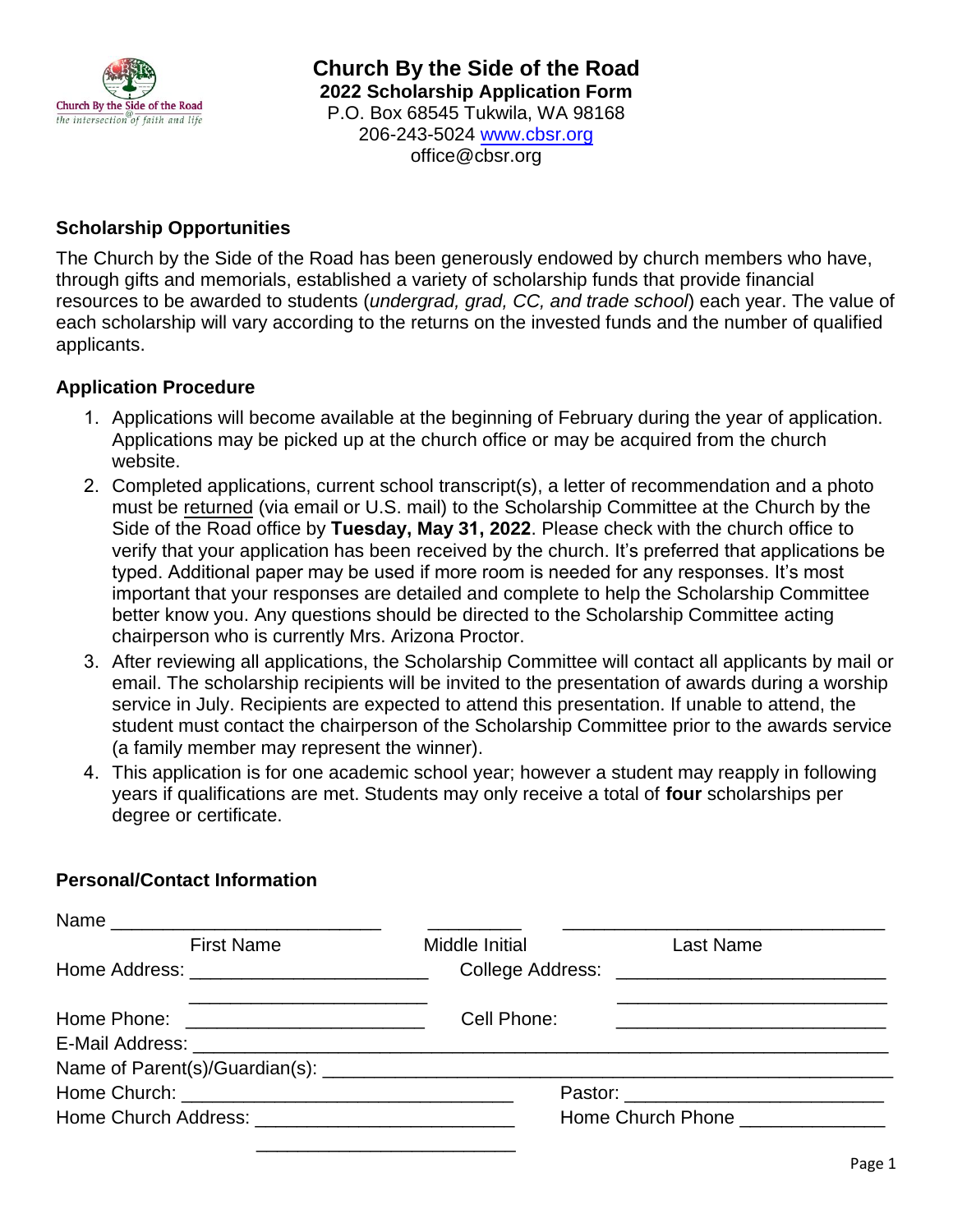# Church By the Side of the Road

**2022 Scholarship Application Form**

P.O. Box 68545 Tukwila, WA 98168

206-243-5024 www.cbsr.org

office@cbsr.org

## Scholarship Opportunities

The Church by the Side of the Road has been generously endowed by church members who have, through gifts and memorials, established a variety of scholarship funds that provide financial resources to be awarded to students (*undergrad, grad, CC, and trade school*) each year. The value of each scholarship will vary according to the returns on the invested funds and the number of qualified applicants.

## Application Procedure

1. Applications will become available at the beginning of February during the year of application. Applications may be picked up at the church office or may be acquired from the church website.
2. Completed applications, current school transcript(s), a letter of recommendation and a photo must be returned (via email or U.S. mail) to the Scholarship Committee at the Church by the Side of the Road office by **Tuesday, May 31, 2022**. Please check with the church office to verify that your application has been received by the church. It's preferred that applications be typed. Additional paper may be used if more room is needed for any responses. It's most important that your responses are detailed and complete to help the Scholarship Committee better know you. Any questions should be directed to the Scholarship Committee acting chairperson who is currently Mrs. Arizona Proctor.
3. After reviewing all applications, the Scholarship Committee will contact all applicants by mail or email. The scholarship recipients will be invited to the presentation of awards during a worship service in July. Recipients are expected to attend this presentation. If unable to attend, the student must contact the chairperson of the Scholarship Committee prior to the awards service (a family member may represent the winner).
4. This application is for one academic school year; however a student may reapply in following years if qualifications are met. Students may only receive a total of **four** scholarships per degree or certificate.

## Personal/Contact Information

Name ___________________________ __________ ________________________________

First Name Middle Initial Last Name

Home Address: ________________________ College Address: ___________________________

________________________ ___________________________

Home Phone: ________________________ Cell Phone: ___________________________

E-Mail Address: ___________________________________________________________________

Name of Parent(s)/Guardian(s): _____________________________________________________

Home Church: _________________________________ Pastor: _________________________

Home Church Address: __________________________ Home Church Phone ______________

__________________________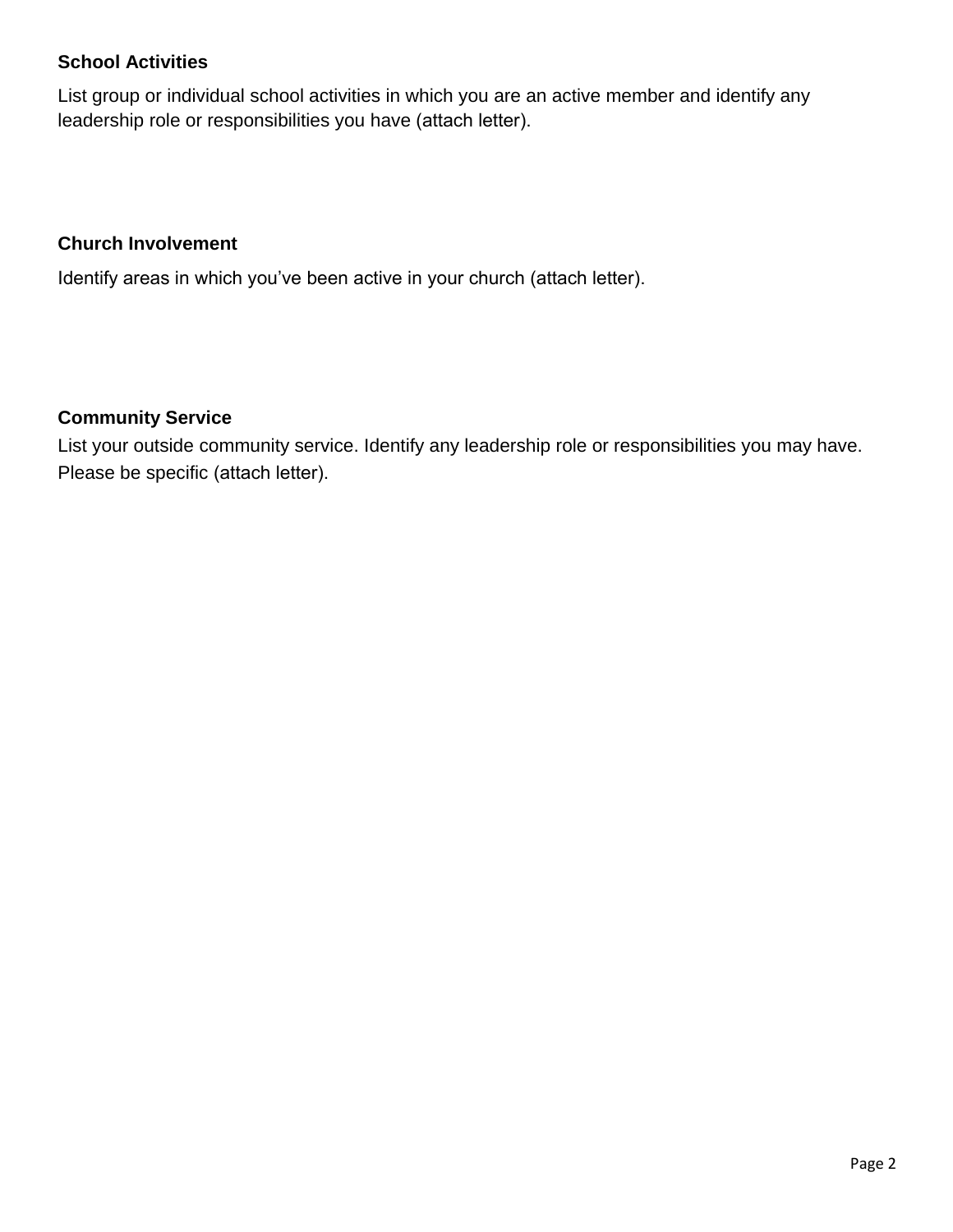**School Activities**

List group or individual school activities in which you are an active member and identify any leadership role or responsibilities you have (attach letter).

**Church Involvement**

Identify areas in which you've been active in your church (attach letter).

**Community Service**

List your outside community service. Identify any leadership role or responsibilities you may have. Please be specific (attach letter).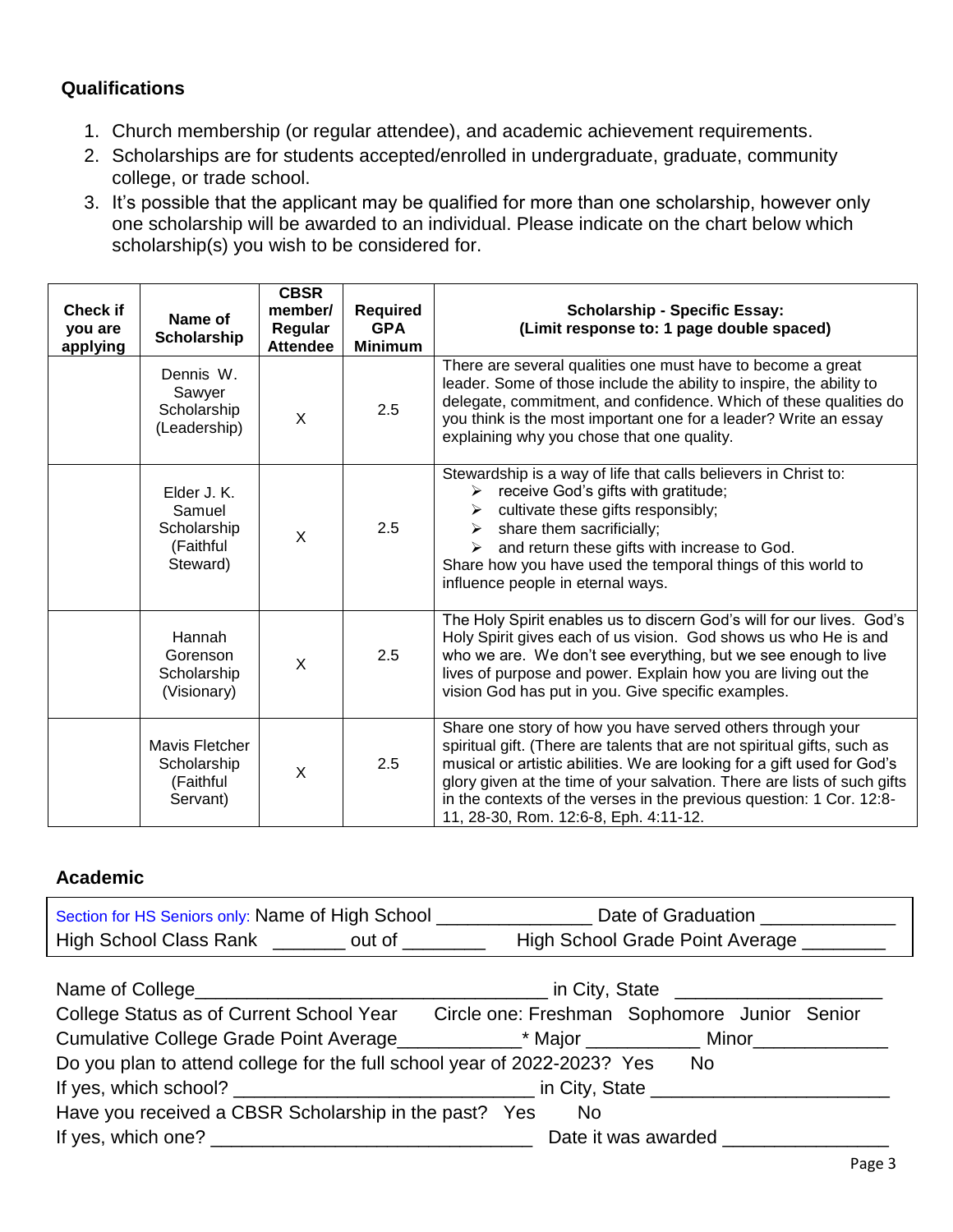## Qualifications

1. Church membership (or regular attendee), and academic achievement requirements.
2. Scholarships are for students accepted/enrolled in undergraduate, graduate, community college, or trade school.
3. It's possible that the applicant may be qualified for more than one scholarship, however only one scholarship will be awarded to an individual. Please indicate on the chart below which scholarship(s) you wish to be considered for.

| Check if you are applying | Name of Scholarship | CBSR member/ Regular Attendee | Required GPA Minimum | Scholarship - Specific Essay: (Limit response to: 1 page double spaced) |
|---|---|---|---|---|
| | Dennis W. Sawyer Scholarship (Leadership) | X | 2.5 | There are several qualities one must have to become a great leader. Some of those include the ability to inspire, the ability to delegate, commitment, and confidence. Which of these qualities do you think is the most important one for a leader? Write an essay explaining why you chose that one quality. |
| | Elder J. K. Samuel Scholarship (Faithful Steward) | X | 2.5 | Stewardship is a way of life that calls believers in Christ to: ➢ receive God's gifts with gratitude; ➢ cultivate these gifts responsibly; ➢ share them sacrificially; ➢ and return these gifts with increase to God. Share how you have used the temporal things of this world to influence people in eternal ways. |
| | Hannah Gorenson Scholarship (Visionary) | X | 2.5 | The Holy Spirit enables us to discern God's will for our lives. God's Holy Spirit gives each of us vision. God shows us who He is and who we are. We don't see everything, but we see enough to live lives of purpose and power. Explain how you are living out the vision God has put in you. Give specific examples. |
| | Mavis Fletcher Scholarship (Faithful Servant) | X | 2.5 | Share one story of how you have served others through your spiritual gift. (There are talents that are not spiritual gifts, such as musical or artistic abilities. We are looking for a gift used for God's glory given at the time of your salvation. There are lists of such gifts in the contexts of the verses in the previous question: 1 Cor. 12:8-11, 28-30, Rom. 12:6-8, Eph. 4:11-12. |

## Academic

Section for HS Seniors only: Name of High School _______________ Date of Graduation _____________
High School Class Rank _______ out of ________ High School Grade Point Average ________

Name of College__________________________________ in City, State ____________________
College Status as of Current School Year Circle one: Freshman Sophomore Junior Senior
Cumulative College Grade Point Average___________* Major ___________ Minor_____________
Do you plan to attend college for the full school year of 2022-2023? Yes No
If yes, which school? _____________________________ in City, State _______________________
Have you received a CBSR Scholarship in the past? Yes No
If yes, which one? _______________________________ Date it was awarded ________________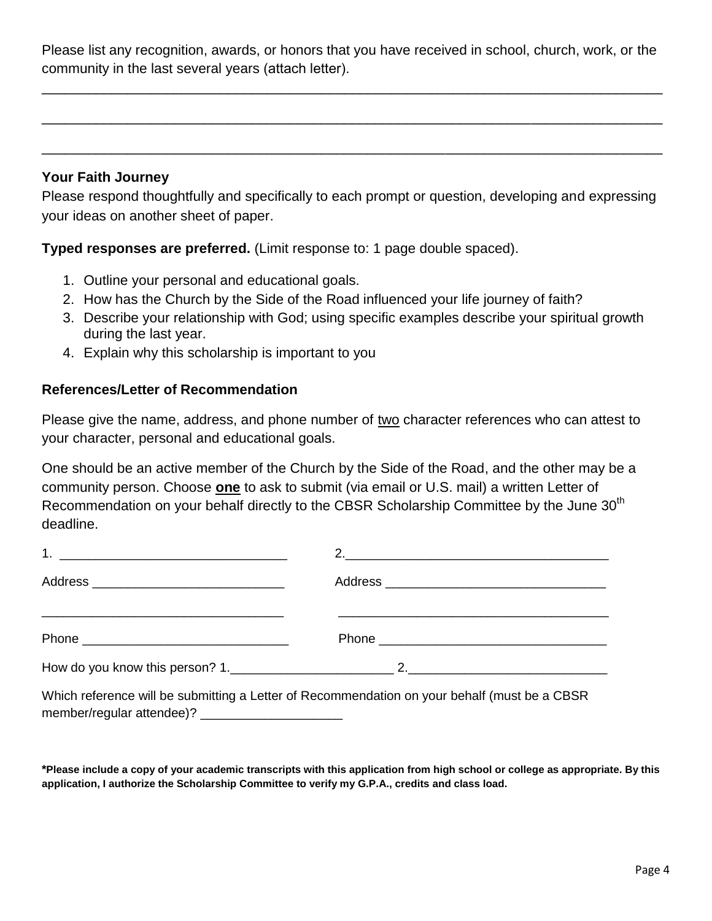Please list any recognition, awards, or honors that you have received in school, church, work, or the community in the last several years (attach letter).

_______________________________________________________________________________

_______________________________________________________________________________

_______________________________________________________________________________

**Your Faith Journey**

Please respond thoughtfully and specifically to each prompt or question, developing and expressing your ideas on another sheet of paper.

**Typed responses are preferred.** (Limit response to: 1 page double spaced).

1. Outline your personal and educational goals.
2. How has the Church by the Side of the Road influenced your life journey of faith?
3. Describe your relationship with God; using specific examples describe your spiritual growth during the last year.
4. Explain why this scholarship is important to you

**References/Letter of Recommendation**

Please give the name, address, and phone number of <u>two</u> character references who can attest to your character, personal and educational goals.

One should be an active member of the Church by the Side of the Road, and the other may be a community person. Choose <u>**one**</u> to ask to submit (via email or U.S. mail) a written Letter of Recommendation on your behalf directly to the CBSR Scholarship Committee by the June 30th deadline.

1. _______________________________ 2. _______________________________

Address ___________________________ Address ___________________________

___________________________________ ___________________________________

Phone _____________________________ Phone _____________________________

How do you know this person? 1. _______________________ 2. ___________________________

Which reference will be submitting a Letter of Recommendation on your behalf (must be a CBSR member/regular attendee)? ____________________

**\*Please include a copy of your academic transcripts with this application from high school or college as appropriate. By this application, I authorize the Scholarship Committee to verify my G.P.A., credits and class load.**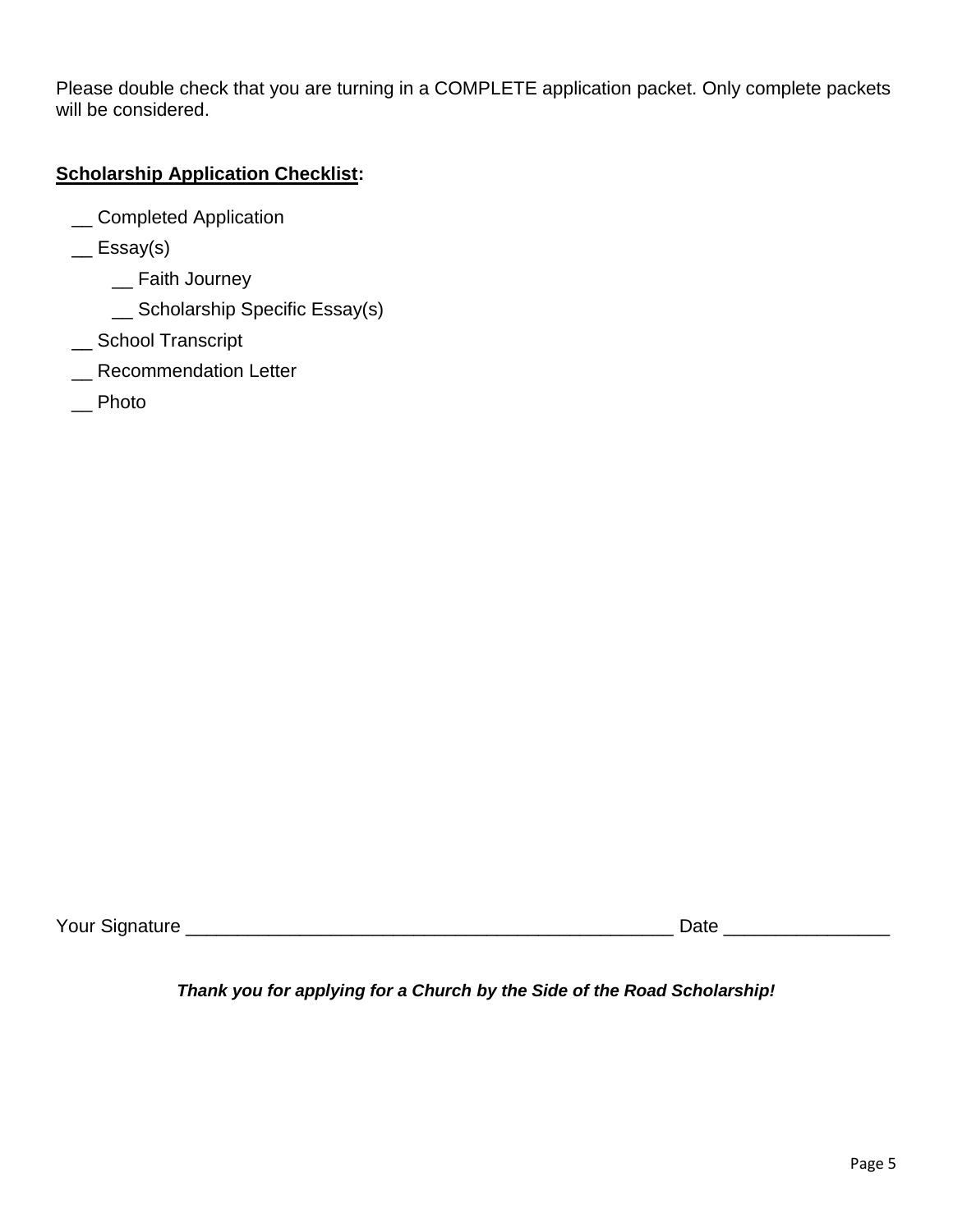Please double check that you are turning in a COMPLETE application packet. Only complete packets will be considered.

**Scholarship Application Checklist:**

__ Completed Application

__ Essay(s)

  __ Faith Journey

  __ Scholarship Specific Essay(s)

__ School Transcript

__ Recommendation Letter

__ Photo

Your Signature _______________________________________________ Date _______________

***Thank you for applying for a Church by the Side of the Road Scholarship!***